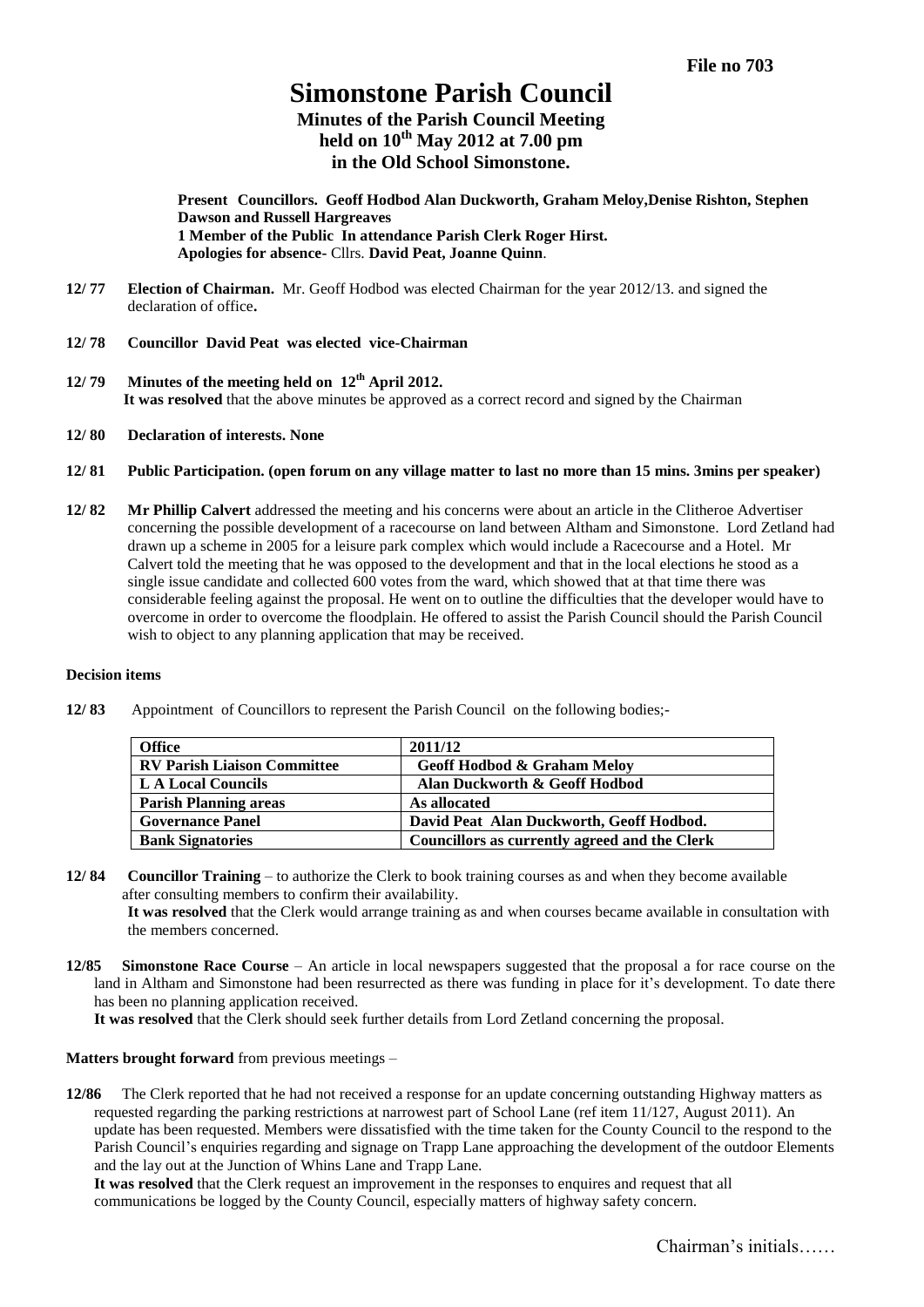File no 703

# Simonstone Parish Council

## Minutes of the Parish Council Meeting held on 10th May 2012 at 7.00 pm in the Old School Simonstone.

**Present Councillors. Geoff Hodbod Alan Duckworth, Graham Meloy,Denise Rishton, Stephen Dawson and Russell Hargreaves**
**1 Member of the Public In attendance Parish Clerk Roger Hirst.**
**Apologies for absence-** Cllrs. **David Peat, Joanne Quinn**.

**12/ 77 Election of Chairman.** Mr. Geoff Hodbod was elected Chairman for the year 2012/13. and signed the declaration of office**.**

**12/ 78 Councillor David Peat was elected vice-Chairman**

**12/ 79 Minutes of the meeting held on 12th April 2012.**
**It was resolved** that the above minutes be approved as a correct record and signed by the Chairman

**12/ 80 Declaration of interests. None**

**12/ 81 Public Participation. (open forum on any village matter to last no more than 15 mins. 3mins per speaker)**

**12/ 82 Mr Phillip Calvert** addressed the meeting and his concerns were about an article in the Clitheroe Advertiser concerning the possible development of a racecourse on land between Altham and Simonstone. Lord Zetland had drawn up a scheme in 2005 for a leisure park complex which would include a Racecourse and a Hotel. Mr Calvert told the meeting that he was opposed to the development and that in the local elections he stood as a single issue candidate and collected 600 votes from the ward, which showed that at that time there was considerable feeling against the proposal. He went on to outline the difficulties that the developer would have to overcome in order to overcome the floodplain. He offered to assist the Parish Council should the Parish Council wish to object to any planning application that may be received.

**Decision items**

**12/ 83** Appointment of Councillors to represent the Parish Council on the following bodies;-

| Office | 2011/12 |
|---|---|
| RV Parish Liaison Committee | Geoff Hodbod & Graham Meloy |
| L A Local Councils | Alan Duckworth & Geoff Hodbod |
| Parish Planning areas | As allocated |
| Governance Panel | David Peat Alan Duckworth, Geoff Hodbod. |
| Bank Signatories | Councillors as currently agreed and the Clerk |

**12/ 84 Councillor Training** – to authorize the Clerk to book training courses as and when they become available after consulting members to confirm their availability.
**It was resolved** that the Clerk would arrange training as and when courses became available in consultation with the members concerned.

**12/85 Simonstone Race Course** – An article in local newspapers suggested that the proposal a for race course on the land in Altham and Simonstone had been resurrected as there was funding in place for it's development. To date there has been no planning application received.
**It was resolved** that the Clerk should seek further details from Lord Zetland concerning the proposal.

**Matters brought forward** from previous meetings –

**12/86** The Clerk reported that he had not received a response for an update concerning outstanding Highway matters as requested regarding the parking restrictions at narrowest part of School Lane (ref item 11/127, August 2011). An update has been requested. Members were dissatisfied with the time taken for the County Council to the respond to the Parish Council's enquiries regarding and signage on Trapp Lane approaching the development of the outdoor Elements and the lay out at the Junction of Whins Lane and Trapp Lane.
**It was resolved** that the Clerk request an improvement in the responses to enquires and request that all communications be logged by the County Council, especially matters of highway safety concern.

Chairman's initials……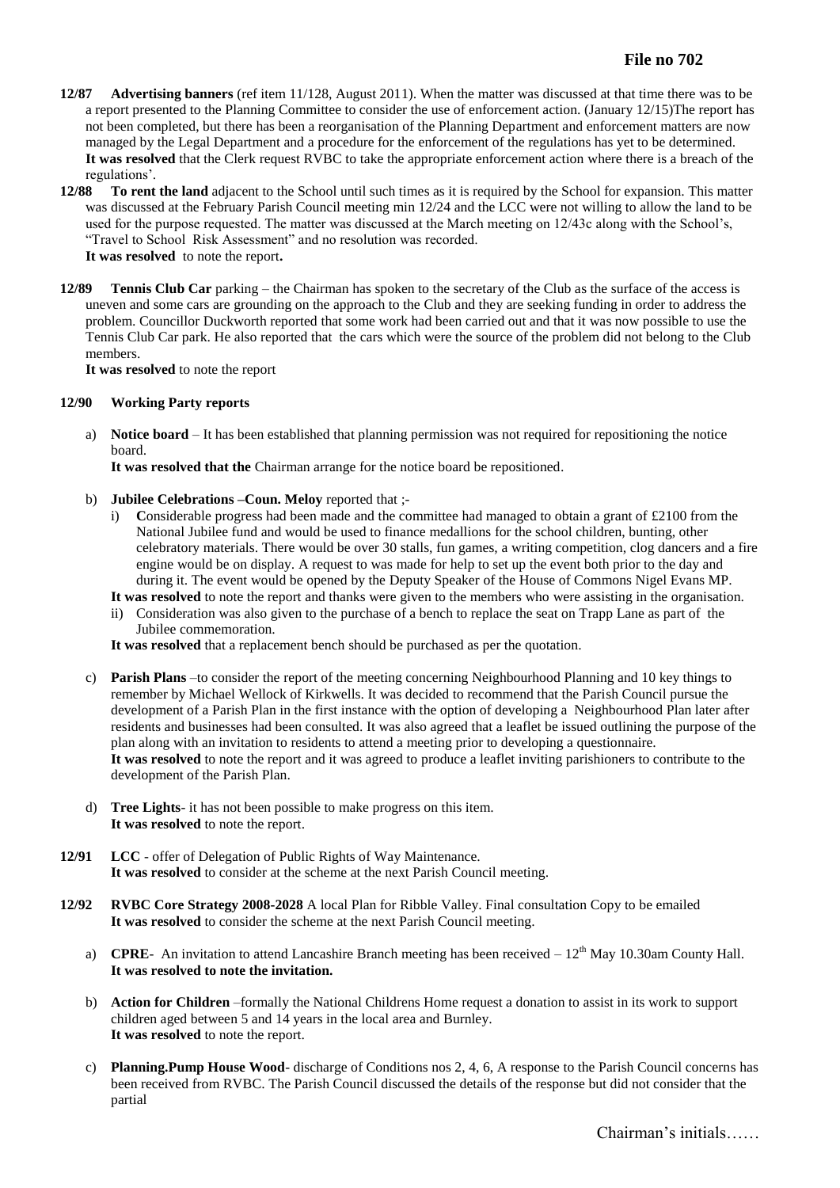**File no 702**

**12/87 Advertising banners** (ref item 11/128, August 2011). When the matter was discussed at that time there was to be a report presented to the Planning Committee to consider the use of enforcement action. (January 12/15)The report has not been completed, but there has been a reorganisation of the Planning Department and enforcement matters are now managed by the Legal Department and a procedure for the enforcement of the regulations has yet to be determined.
**It was resolved** that the Clerk request RVBC to take the appropriate enforcement action where there is a breach of the regulations'.

**12/88 To rent the land** adjacent to the School until such times as it is required by the School for expansion. This matter was discussed at the February Parish Council meeting min 12/24 and the LCC were not willing to allow the land to be used for the purpose requested. The matter was discussed at the March meeting on 12/43c along with the School's, "Travel to School Risk Assessment" and no resolution was recorded.
**It was resolved** to note the report**.**

**12/89 Tennis Club Car** parking – the Chairman has spoken to the secretary of the Club as the surface of the access is uneven and some cars are grounding on the approach to the Club and they are seeking funding in order to address the problem. Councillor Duckworth reported that some work had been carried out and that it was now possible to use the Tennis Club Car park. He also reported that the cars which were the source of the problem did not belong to the Club members.
**It was resolved** to note the report

**12/90 Working Party reports**

a) **Notice board** – It has been established that planning permission was not required for repositioning the notice board.
**It was resolved that the** Chairman arrange for the notice board be repositioned.

b) **Jubilee Celebrations –Coun. Meloy** reported that ;-
   i) **C**onsiderable progress had been made and the committee had managed to obtain a grant of £2100 from the National Jubilee fund and would be used to finance medallions for the school children, bunting, other celebratory materials. There would be over 30 stalls, fun games, a writing competition, clog dancers and a fire engine would be on display. A request to was made for help to set up the event both prior to the day and during it. The event would be opened by the Deputy Speaker of the House of Commons Nigel Evans MP.
   **It was resolved** to note the report and thanks were given to the members who were assisting in the organisation.
   ii) Consideration was also given to the purchase of a bench to replace the seat on Trapp Lane as part of the Jubilee commemoration.
   **It was resolved** that a replacement bench should be purchased as per the quotation.

c) **Parish Plans** –to consider the report of the meeting concerning Neighbourhood Planning and 10 key things to remember by Michael Wellock of Kirkwells. It was decided to recommend that the Parish Council pursue the development of a Parish Plan in the first instance with the option of developing a Neighbourhood Plan later after residents and businesses had been consulted. It was also agreed that a leaflet be issued outlining the purpose of the plan along with an invitation to residents to attend a meeting prior to developing a questionnaire.
**It was resolved** to note the report and it was agreed to produce a leaflet inviting parishioners to contribute to the development of the Parish Plan.

d) **Tree Lights**- it has not been possible to make progress on this item.
**It was resolved** to note the report.

**12/91 LCC** - offer of Delegation of Public Rights of Way Maintenance.
**It was resolved** to consider at the scheme at the next Parish Council meeting.

**12/92 RVBC Core Strategy 2008-2028** A local Plan for Ribble Valley. Final consultation Copy to be emailed
**It was resolved** to consider the scheme at the next Parish Council meeting.

a) **CPRE**- An invitation to attend Lancashire Branch meeting has been received – 12th May 10.30am County Hall.
**It was resolved to note the invitation.**

b) **Action for Children** –formally the National Childrens Home request a donation to assist in its work to support children aged between 5 and 14 years in the local area and Burnley.
**It was resolved** to note the report.

c) **Planning.Pump House Wood**- discharge of Conditions nos 2, 4, 6, A response to the Parish Council concerns has been received from RVBC. The Parish Council discussed the details of the response but did not consider that the partial

Chairman's initials……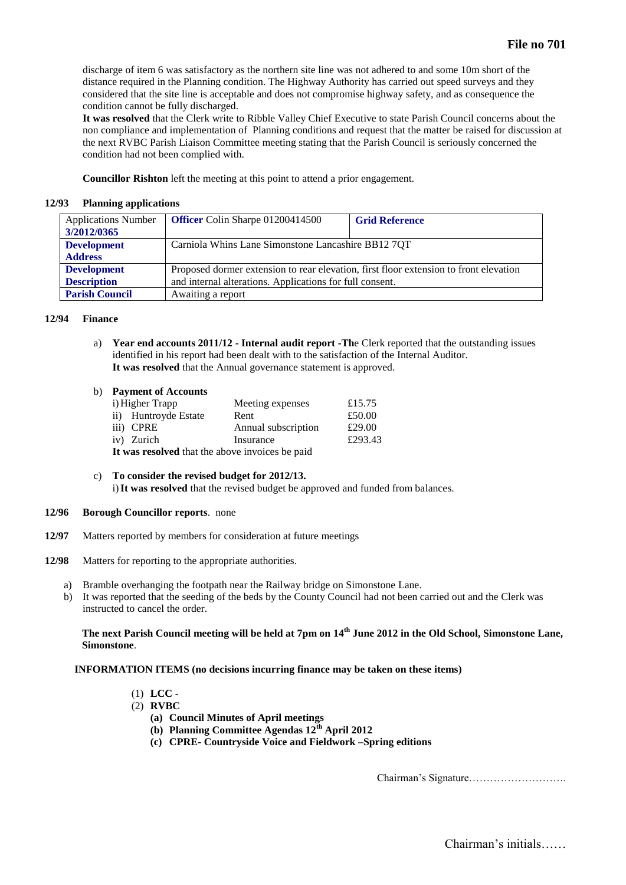discharge of item 6 was satisfactory as the northern site line was not adhered to and some 10m short of the distance required in the Planning condition. The Highway Authority has carried out speed surveys and they considered that the site line is acceptable and does not compromise highway safety, and as consequence the condition cannot be fully discharged.

**It was resolved** that the Clerk write to Ribble Valley Chief Executive to state Parish Council concerns about the non compliance and implementation of Planning conditions and request that the matter be raised for discussion at the next RVBC Parish Liaison Committee meeting stating that the Parish Council is seriously concerned the condition had not been complied with.

**Councillor Rishton** left the meeting at this point to attend a prior engagement.

**12/93 Planning applications**

| Applications Number **3/2012/0365** | **Officer** Colin Sharpe 01200414500 | **Grid Reference** |
|---|---|---|
| **Development Address** | Carniola Whins Lane Simonstone Lancashire BB12 7QT | |
| **Development Description** | Proposed dormer extension to rear elevation, first floor extension to front elevation and internal alterations. Applications for full consent. | |
| **Parish Council** | Awaiting a report | |

**12/94 Finance**

a) **Year end accounts 2011/12 - Internal audit report -Th**e Clerk reported that the outstanding issues identified in his report had been dealt with to the satisfaction of the Internal Auditor.
**It was resolved** that the Annual governance statement is approved.

b) **Payment of Accounts**

| | | |
|---|---|---|
| i) Higher Trapp | Meeting expenses | £15.75 |
| ii) Huntroyde Estate | Rent | £50.00 |
| iii) CPRE | Annual subscription | £29.00 |
| iv) Zurich | Insurance | £293.43 |

**It was resolved** that the above invoices be paid

c) **To consider the revised budget for 2012/13.**
i) **It was resolved** that the revised budget be approved and funded from balances.

**12/96 Borough Councillor reports**. none

**12/97** Matters reported by members for consideration at future meetings

**12/98** Matters for reporting to the appropriate authorities.

a) Bramble overhanging the footpath near the Railway bridge on Simonstone Lane.
b) It was reported that the seeding of the beds by the County Council had not been carried out and the Clerk was instructed to cancel the order.

**The next Parish Council meeting will be held at 7pm on 14th June 2012 in the Old School, Simonstone Lane, Simonstone**.

**INFORMATION ITEMS (no decisions incurring finance may be taken on these items)**

(1) **LCC -**
(2) **RVBC**
 **(a) Council Minutes of April meetings**
 **(b) Planning Committee Agendas 12th April 2012**
 **(c) CPRE- Countryside Voice and Fieldwork –Spring editions**

Chairman's Signature……………………….

Chairman's initials……